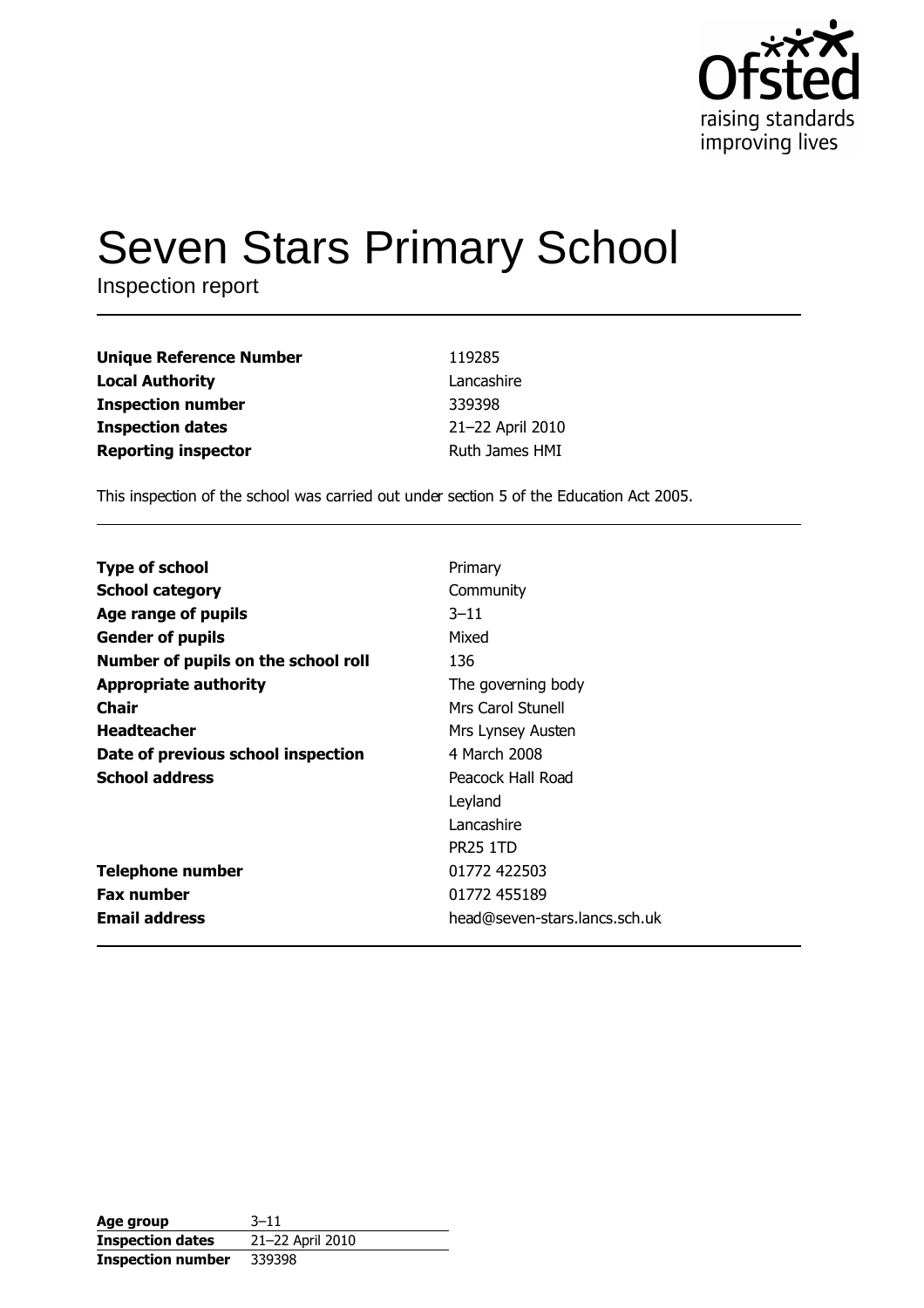Ofsted
raising standards
improving lives

# Seven Stars Primary School

Inspection report

| | |
|---|---|
| **Unique Reference Number** | 119285 |
| **Local Authority** | Lancashire |
| **Inspection number** | 339398 |
| **Inspection dates** | 21–22 April 2010 |
| **Reporting inspector** | Ruth James HMI |

This inspection of the school was carried out under section 5 of the Education Act 2005.

| | |
|---|---|
| **Type of school** | Primary |
| **School category** | Community |
| **Age range of pupils** | 3–11 |
| **Gender of pupils** | Mixed |
| **Number of pupils on the school roll** | 136 |
| **Appropriate authority** | The governing body |
| **Chair** | Mrs Carol Stunell |
| **Headteacher** | Mrs Lynsey Austen |
| **Date of previous school inspection** | 4 March 2008 |
| **School address** | Peacock Hall Road<br>Leyland<br>Lancashire<br>PR25 1TD |
| **Telephone number** | 01772 422503 |
| **Fax number** | 01772 455189 |
| **Email address** | head@seven-stars.lancs.sch.uk |

| | |
|---|---|
| **Age group** | 3–11 |
| **Inspection dates** | 21–22 April 2010 |
| **Inspection number** | 339398 |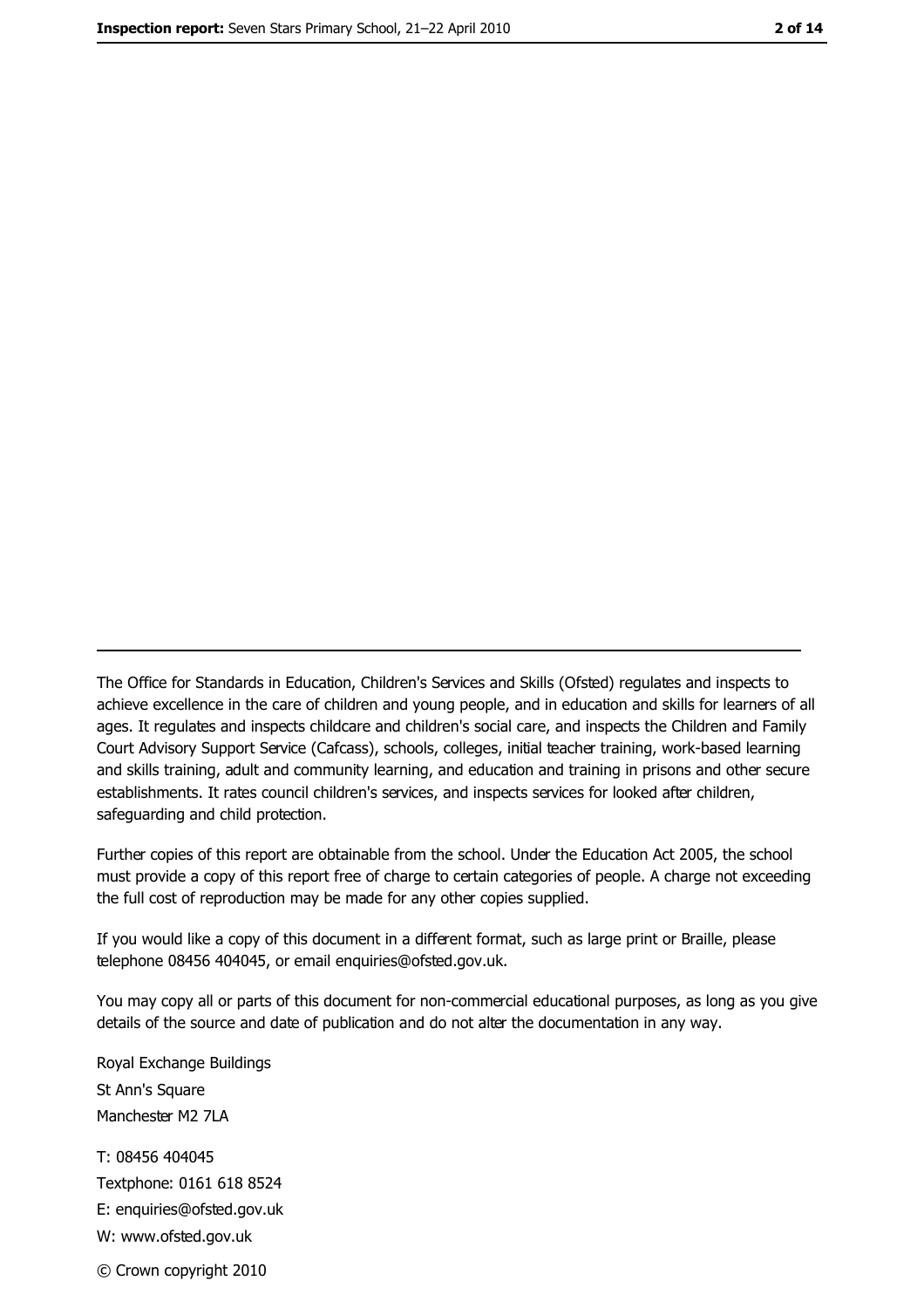The Office for Standards in Education, Children's Services and Skills (Ofsted) regulates and inspects to achieve excellence in the care of children and young people, and in education and skills for learners of all ages. It regulates and inspects childcare and children's social care, and inspects the Children and Family Court Advisory Support Service (Cafcass), schools, colleges, initial teacher training, work-based learning and skills training, adult and community learning, and education and training in prisons and other secure establishments. It rates council children's services, and inspects services for looked after children, safeguarding and child protection.

Further copies of this report are obtainable from the school. Under the Education Act 2005, the school must provide a copy of this report free of charge to certain categories of people. A charge not exceeding the full cost of reproduction may be made for any other copies supplied.

If you would like a copy of this document in a different format, such as large print or Braille, please telephone 08456 404045, or email enquiries@ofsted.gov.uk.

You may copy all or parts of this document for non-commercial educational purposes, as long as you give details of the source and date of publication and do not alter the documentation in any way.

Royal Exchange Buildings
St Ann's Square
Manchester M2 7LA

T: 08456 404045
Textphone: 0161 618 8524
E: enquiries@ofsted.gov.uk
W: www.ofsted.gov.uk

© Crown copyright 2010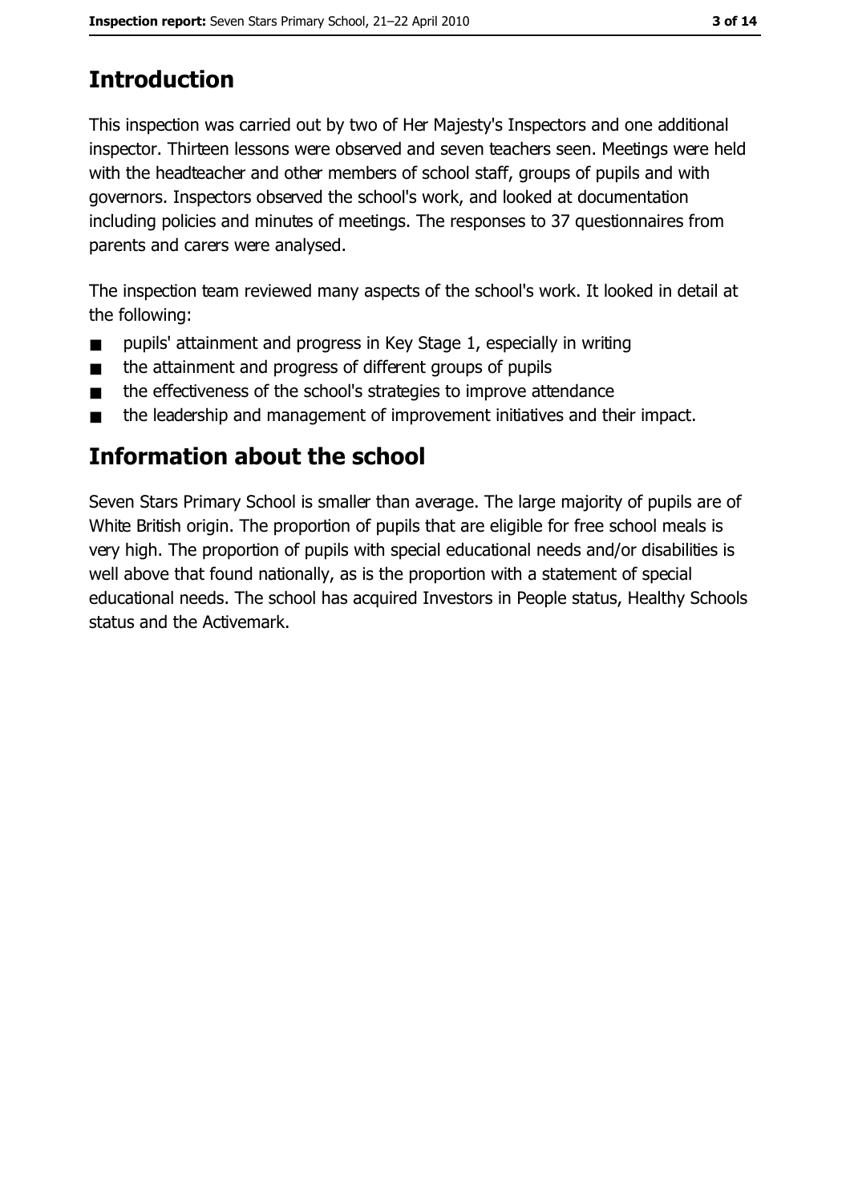# Introduction

This inspection was carried out by two of Her Majesty's Inspectors and one additional inspector. Thirteen lessons were observed and seven teachers seen. Meetings were held with the headteacher and other members of school staff, groups of pupils and with governors. Inspectors observed the school's work, and looked at documentation including policies and minutes of meetings. The responses to 37 questionnaires from parents and carers were analysed.

The inspection team reviewed many aspects of the school's work. It looked in detail at the following:

- pupils' attainment and progress in Key Stage 1, especially in writing
- the attainment and progress of different groups of pupils
- the effectiveness of the school's strategies to improve attendance
- the leadership and management of improvement initiatives and their impact.

# Information about the school

Seven Stars Primary School is smaller than average. The large majority of pupils are of White British origin. The proportion of pupils that are eligible for free school meals is very high. The proportion of pupils with special educational needs and/or disabilities is well above that found nationally, as is the proportion with a statement of special educational needs. The school has acquired Investors in People status, Healthy Schools status and the Activemark.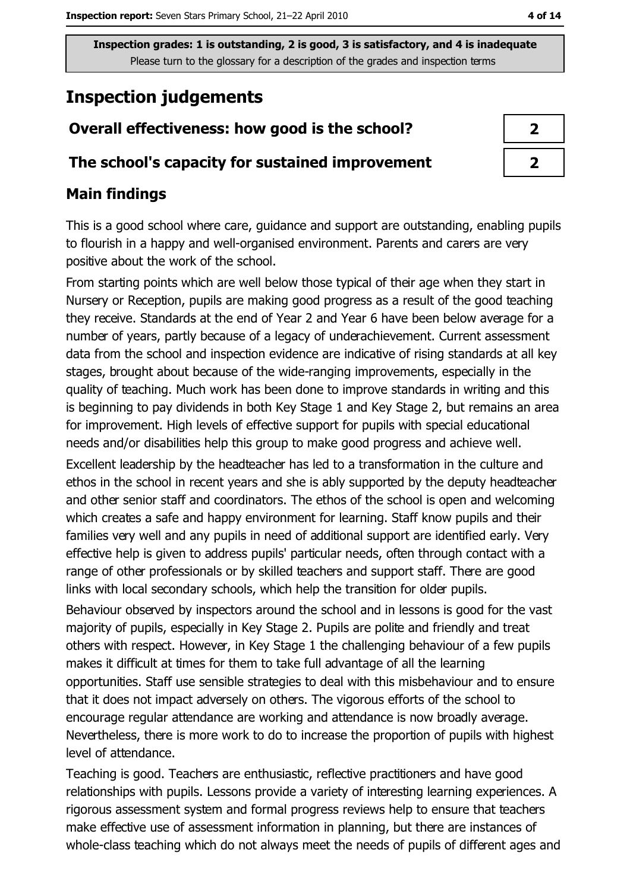**Inspection grades: 1 is outstanding, 2 is good, 3 is satisfactory, and 4 is inadequate**
Please turn to the glossary for a description of the grades and inspection terms

# Inspection judgements

| Overall effectiveness: how good is the school? | 2 |
| --- | --- |
| The school's capacity for sustained improvement | 2 |

## Main findings

This is a good school where care, guidance and support are outstanding, enabling pupils to flourish in a happy and well-organised environment. Parents and carers are very positive about the work of the school.

From starting points which are well below those typical of their age when they start in Nursery or Reception, pupils are making good progress as a result of the good teaching they receive. Standards at the end of Year 2 and Year 6 have been below average for a number of years, partly because of a legacy of underachievement. Current assessment data from the school and inspection evidence are indicative of rising standards at all key stages, brought about because of the wide-ranging improvements, especially in the quality of teaching. Much work has been done to improve standards in writing and this is beginning to pay dividends in both Key Stage 1 and Key Stage 2, but remains an area for improvement. High levels of effective support for pupils with special educational needs and/or disabilities help this group to make good progress and achieve well.

Excellent leadership by the headteacher has led to a transformation in the culture and ethos in the school in recent years and she is ably supported by the deputy headteacher and other senior staff and coordinators. The ethos of the school is open and welcoming which creates a safe and happy environment for learning. Staff know pupils and their families very well and any pupils in need of additional support are identified early. Very effective help is given to address pupils' particular needs, often through contact with a range of other professionals or by skilled teachers and support staff. There are good links with local secondary schools, which help the transition for older pupils.

Behaviour observed by inspectors around the school and in lessons is good for the vast majority of pupils, especially in Key Stage 2. Pupils are polite and friendly and treat others with respect. However, in Key Stage 1 the challenging behaviour of a few pupils makes it difficult at times for them to take full advantage of all the learning opportunities. Staff use sensible strategies to deal with this misbehaviour and to ensure that it does not impact adversely on others. The vigorous efforts of the school to encourage regular attendance are working and attendance is now broadly average. Nevertheless, there is more work to do to increase the proportion of pupils with highest level of attendance.

Teaching is good. Teachers are enthusiastic, reflective practitioners and have good relationships with pupils. Lessons provide a variety of interesting learning experiences. A rigorous assessment system and formal progress reviews help to ensure that teachers make effective use of assessment information in planning, but there are instances of whole-class teaching which do not always meet the needs of pupils of different ages and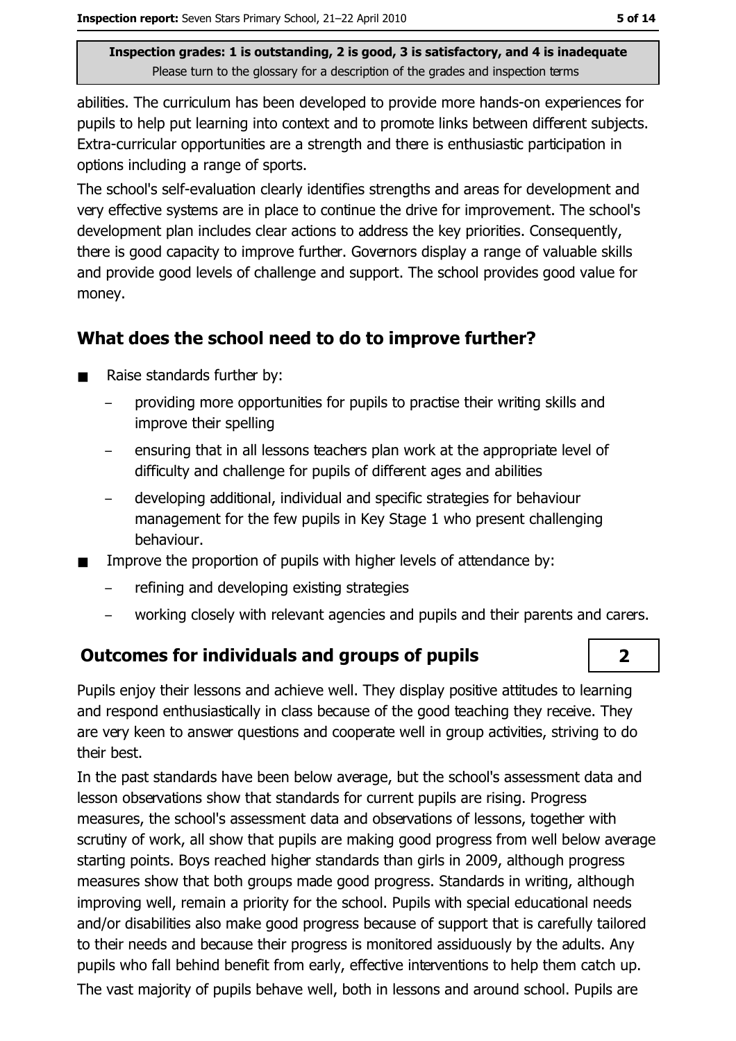abilities. The curriculum has been developed to provide more hands-on experiences for pupils to help put learning into context and to promote links between different subjects. Extra-curricular opportunities are a strength and there is enthusiastic participation in options including a range of sports.

The school's self-evaluation clearly identifies strengths and areas for development and very effective systems are in place to continue the drive for improvement. The school's development plan includes clear actions to address the key priorities. Consequently, there is good capacity to improve further. Governors display a range of valuable skills and provide good levels of challenge and support. The school provides good value for money.

## What does the school need to do to improve further?

- Raise standards further by:
  - providing more opportunities for pupils to practise their writing skills and improve their spelling
  - ensuring that in all lessons teachers plan work at the appropriate level of difficulty and challenge for pupils of different ages and abilities
  - developing additional, individual and specific strategies for behaviour management for the few pupils in Key Stage 1 who present challenging behaviour.
- Improve the proportion of pupils with higher levels of attendance by:
  - refining and developing existing strategies
  - working closely with relevant agencies and pupils and their parents and carers.

## Outcomes for individuals and groups of pupils — 2

Pupils enjoy their lessons and achieve well. They display positive attitudes to learning and respond enthusiastically in class because of the good teaching they receive. They are very keen to answer questions and cooperate well in group activities, striving to do their best.

In the past standards have been below average, but the school's assessment data and lesson observations show that standards for current pupils are rising. Progress measures, the school's assessment data and observations of lessons, together with scrutiny of work, all show that pupils are making good progress from well below average starting points. Boys reached higher standards than girls in 2009, although progress measures show that both groups made good progress. Standards in writing, although improving well, remain a priority for the school. Pupils with special educational needs and/or disabilities also make good progress because of support that is carefully tailored to their needs and because their progress is monitored assiduously by the adults. Any pupils who fall behind benefit from early, effective interventions to help them catch up.

The vast majority of pupils behave well, both in lessons and around school. Pupils are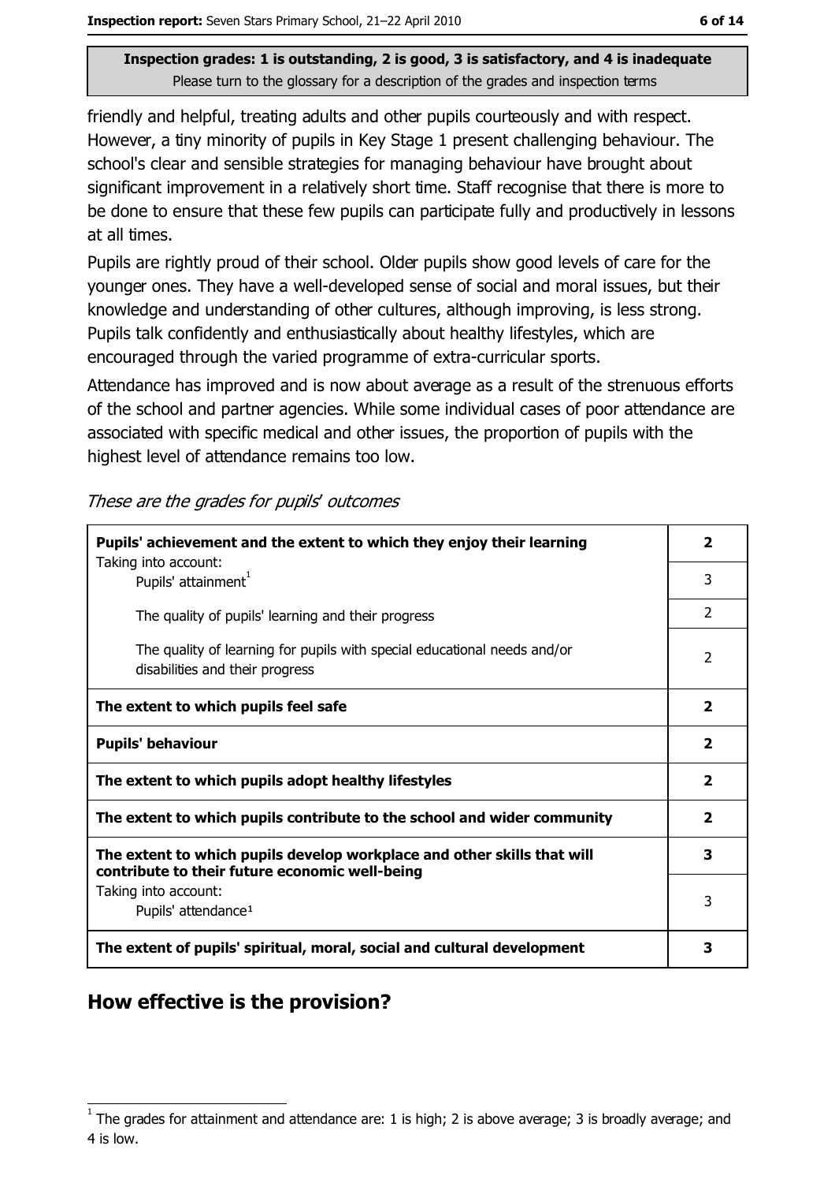Inspection grades: 1 is outstanding, 2 is good, 3 is satisfactory, and 4 is inadequate
Please turn to the glossary for a description of the grades and inspection terms

friendly and helpful, treating adults and other pupils courteously and with respect. However, a tiny minority of pupils in Key Stage 1 present challenging behaviour. The school's clear and sensible strategies for managing behaviour have brought about significant improvement in a relatively short time. Staff recognise that there is more to be done to ensure that these few pupils can participate fully and productively in lessons at all times.

Pupils are rightly proud of their school. Older pupils show good levels of care for the younger ones. They have a well-developed sense of social and moral issues, but their knowledge and understanding of other cultures, although improving, is less strong. Pupils talk confidently and enthusiastically about healthy lifestyles, which are encouraged through the varied programme of extra-curricular sports.

Attendance has improved and is now about average as a result of the strenuous efforts of the school and partner agencies. While some individual cases of poor attendance are associated with specific medical and other issues, the proportion of pupils with the highest level of attendance remains too low.

*These are the grades for pupils' outcomes*

| | |
|---|---|
| **Pupils' achievement and the extent to which they enjoy their learning** | **2** |
| Taking into account: Pupils' attainment[1] | 3 |
| The quality of pupils' learning and their progress | 2 |
| The quality of learning for pupils with special educational needs and/or disabilities and their progress | 2 |
| **The extent to which pupils feel safe** | **2** |
| **Pupils' behaviour** | **2** |
| **The extent to which pupils adopt healthy lifestyles** | **2** |
| **The extent to which pupils contribute to the school and wider community** | **2** |
| **The extent to which pupils develop workplace and other skills that will contribute to their future economic well-being** | **3** |
| Taking into account: Pupils' attendance[1] | 3 |
| **The extent of pupils' spiritual, moral, social and cultural development** | **3** |

## How effective is the provision?

[1] The grades for attainment and attendance are: 1 is high; 2 is above average; 3 is broadly average; and 4 is low.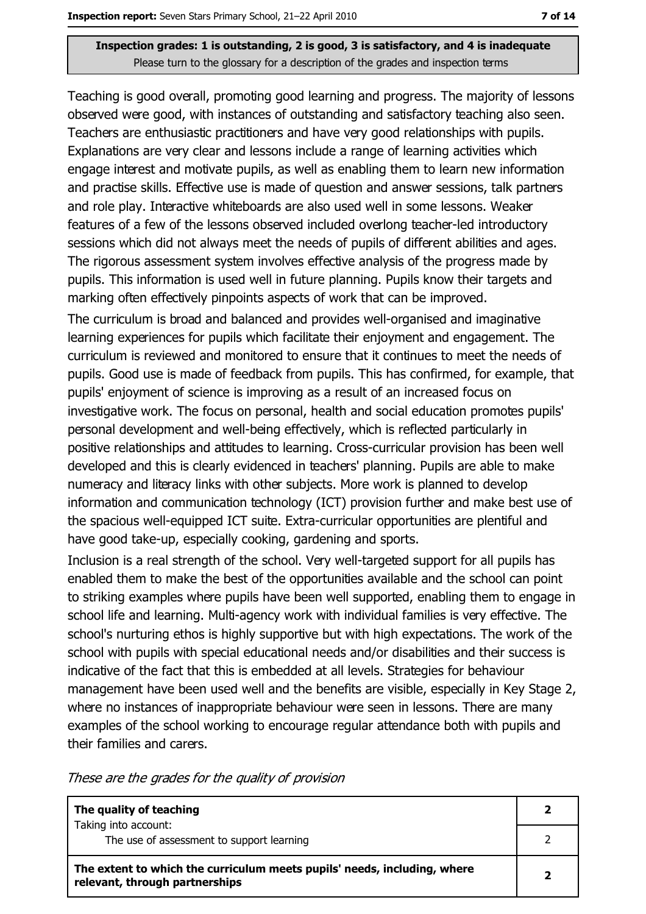**Inspection grades: 1 is outstanding, 2 is good, 3 is satisfactory, and 4 is inadequate**
Please turn to the glossary for a description of the grades and inspection terms

Teaching is good overall, promoting good learning and progress. The majority of lessons observed were good, with instances of outstanding and satisfactory teaching also seen. Teachers are enthusiastic practitioners and have very good relationships with pupils. Explanations are very clear and lessons include a range of learning activities which engage interest and motivate pupils, as well as enabling them to learn new information and practise skills. Effective use is made of question and answer sessions, talk partners and role play. Interactive whiteboards are also used well in some lessons. Weaker features of a few of the lessons observed included overlong teacher-led introductory sessions which did not always meet the needs of pupils of different abilities and ages. The rigorous assessment system involves effective analysis of the progress made by pupils. This information is used well in future planning. Pupils know their targets and marking often effectively pinpoints aspects of work that can be improved.

The curriculum is broad and balanced and provides well-organised and imaginative learning experiences for pupils which facilitate their enjoyment and engagement. The curriculum is reviewed and monitored to ensure that it continues to meet the needs of pupils. Good use is made of feedback from pupils. This has confirmed, for example, that pupils' enjoyment of science is improving as a result of an increased focus on investigative work. The focus on personal, health and social education promotes pupils' personal development and well-being effectively, which is reflected particularly in positive relationships and attitudes to learning. Cross-curricular provision has been well developed and this is clearly evidenced in teachers' planning. Pupils are able to make numeracy and literacy links with other subjects. More work is planned to develop information and communication technology (ICT) provision further and make best use of the spacious well-equipped ICT suite. Extra-curricular opportunities are plentiful and have good take-up, especially cooking, gardening and sports.

Inclusion is a real strength of the school. Very well-targeted support for all pupils has enabled them to make the best of the opportunities available and the school can point to striking examples where pupils have been well supported, enabling them to engage in school life and learning. Multi-agency work with individual families is very effective. The school's nurturing ethos is highly supportive but with high expectations. The work of the school with pupils with special educational needs and/or disabilities and their success is indicative of the fact that this is embedded at all levels. Strategies for behaviour management have been used well and the benefits are visible, especially in Key Stage 2, where no instances of inappropriate behaviour were seen in lessons. There are many examples of the school working to encourage regular attendance both with pupils and their families and carers.

*These are the grades for the quality of provision*

| | |
|---|---|
| **The quality of teaching**<br>Taking into account: | **2** |
| The use of assessment to support learning | 2 |
| **The extent to which the curriculum meets pupils' needs, including, where relevant, through partnerships** | **2** |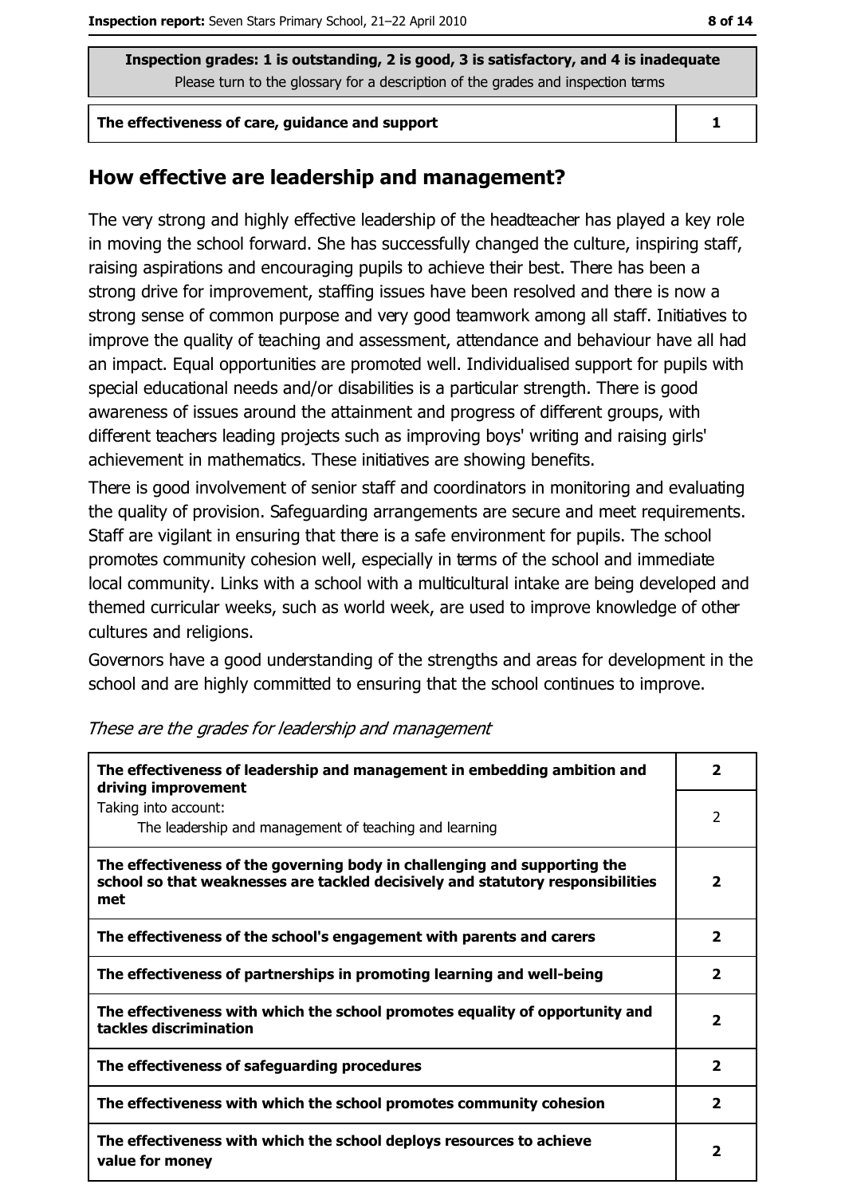Inspection grades: 1 is outstanding, 2 is good, 3 is satisfactory, and 4 is inadequate
Please turn to the glossary for a description of the grades and inspection terms

| The effectiveness of care, guidance and support | 1 |
| --- | --- |

## How effective are leadership and management?

The very strong and highly effective leadership of the headteacher has played a key role in moving the school forward. She has successfully changed the culture, inspiring staff, raising aspirations and encouraging pupils to achieve their best. There has been a strong drive for improvement, staffing issues have been resolved and there is now a strong sense of common purpose and very good teamwork among all staff. Initiatives to improve the quality of teaching and assessment, attendance and behaviour have all had an impact. Equal opportunities are promoted well. Individualised support for pupils with special educational needs and/or disabilities is a particular strength. There is good awareness of issues around the attainment and progress of different groups, with different teachers leading projects such as improving boys' writing and raising girls' achievement in mathematics. These initiatives are showing benefits.

There is good involvement of senior staff and coordinators in monitoring and evaluating the quality of provision. Safeguarding arrangements are secure and meet requirements. Staff are vigilant in ensuring that there is a safe environment for pupils. The school promotes community cohesion well, especially in terms of the school and immediate local community. Links with a school with a multicultural intake are being developed and themed curricular weeks, such as world week, are used to improve knowledge of other cultures and religions.

Governors have a good understanding of the strengths and areas for development in the school and are highly committed to ensuring that the school continues to improve.

*These are the grades for leadership and management*

| | |
| --- | --- |
| **The effectiveness of leadership and management in embedding ambition and driving improvement** | **2** |
| Taking into account: The leadership and management of teaching and learning | 2 |
| **The effectiveness of the governing body in challenging and supporting the school so that weaknesses are tackled decisively and statutory responsibilities met** | **2** |
| **The effectiveness of the school's engagement with parents and carers** | **2** |
| **The effectiveness of partnerships in promoting learning and well-being** | **2** |
| **The effectiveness with which the school promotes equality of opportunity and tackles discrimination** | **2** |
| **The effectiveness of safeguarding procedures** | **2** |
| **The effectiveness with which the school promotes community cohesion** | **2** |
| **The effectiveness with which the school deploys resources to achieve value for money** | **2** |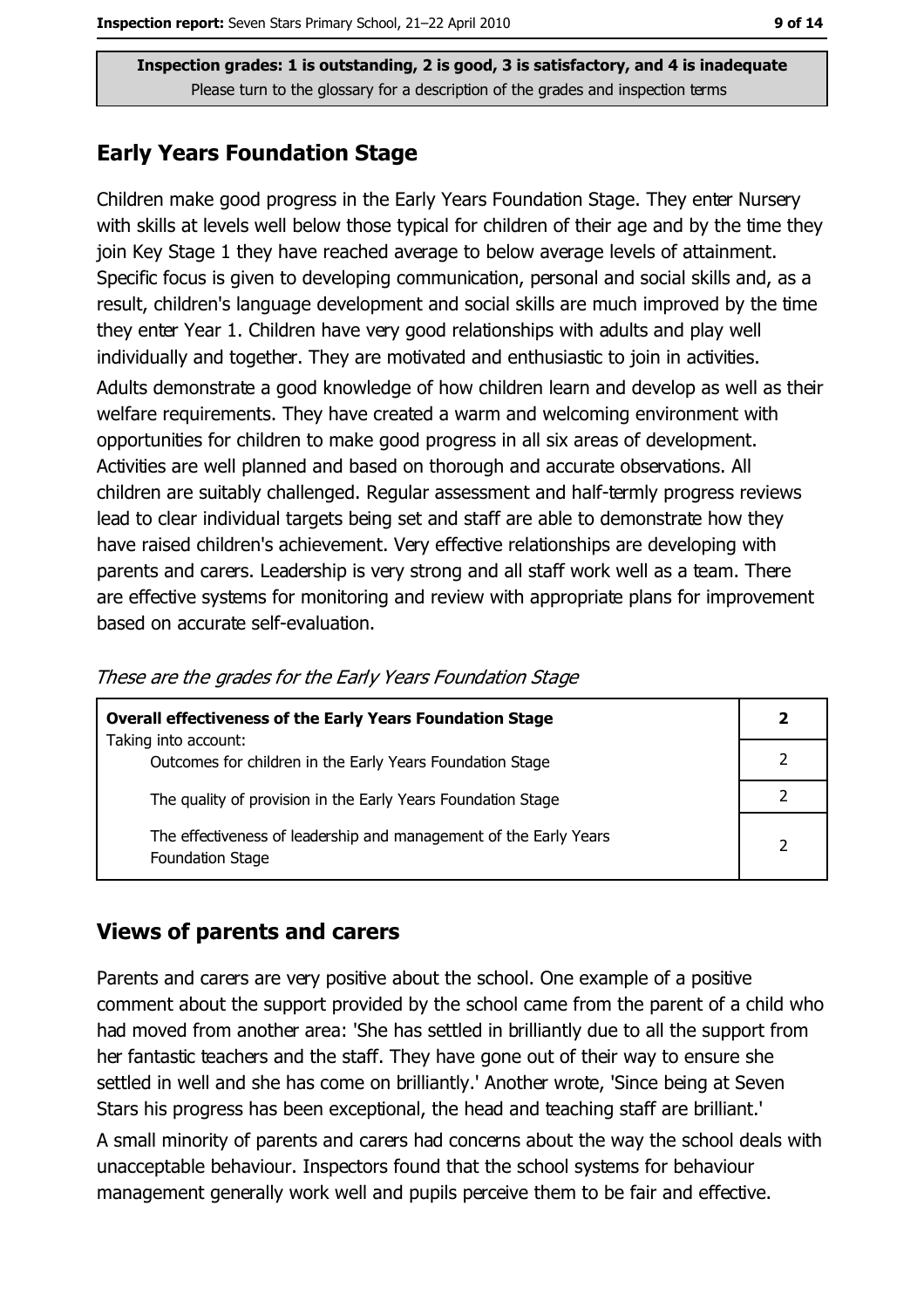**Inspection grades: 1 is outstanding, 2 is good, 3 is satisfactory, and 4 is inadequate**
Please turn to the glossary for a description of the grades and inspection terms

## Early Years Foundation Stage

Children make good progress in the Early Years Foundation Stage. They enter Nursery with skills at levels well below those typical for children of their age and by the time they join Key Stage 1 they have reached average to below average levels of attainment. Specific focus is given to developing communication, personal and social skills and, as a result, children's language development and social skills are much improved by the time they enter Year 1. Children have very good relationships with adults and play well individually and together. They are motivated and enthusiastic to join in activities.

Adults demonstrate a good knowledge of how children learn and develop as well as their welfare requirements. They have created a warm and welcoming environment with opportunities for children to make good progress in all six areas of development. Activities are well planned and based on thorough and accurate observations. All children are suitably challenged. Regular assessment and half-termly progress reviews lead to clear individual targets being set and staff are able to demonstrate how they have raised children's achievement. Very effective relationships are developing with parents and carers. Leadership is very strong and all staff work well as a team. There are effective systems for monitoring and review with appropriate plans for improvement based on accurate self-evaluation.

*These are the grades for the Early Years Foundation Stage*

| | |
|---|---|
| **Overall effectiveness of the Early Years Foundation Stage**<br>Taking into account: | **2** |
| Outcomes for children in the Early Years Foundation Stage | 2 |
| The quality of provision in the Early Years Foundation Stage | 2 |
| The effectiveness of leadership and management of the Early Years Foundation Stage | 2 |

## Views of parents and carers

Parents and carers are very positive about the school. One example of a positive comment about the support provided by the school came from the parent of a child who had moved from another area: 'She has settled in brilliantly due to all the support from her fantastic teachers and the staff. They have gone out of their way to ensure she settled in well and she has come on brilliantly.' Another wrote, 'Since being at Seven Stars his progress has been exceptional, the head and teaching staff are brilliant.'

A small minority of parents and carers had concerns about the way the school deals with unacceptable behaviour. Inspectors found that the school systems for behaviour management generally work well and pupils perceive them to be fair and effective.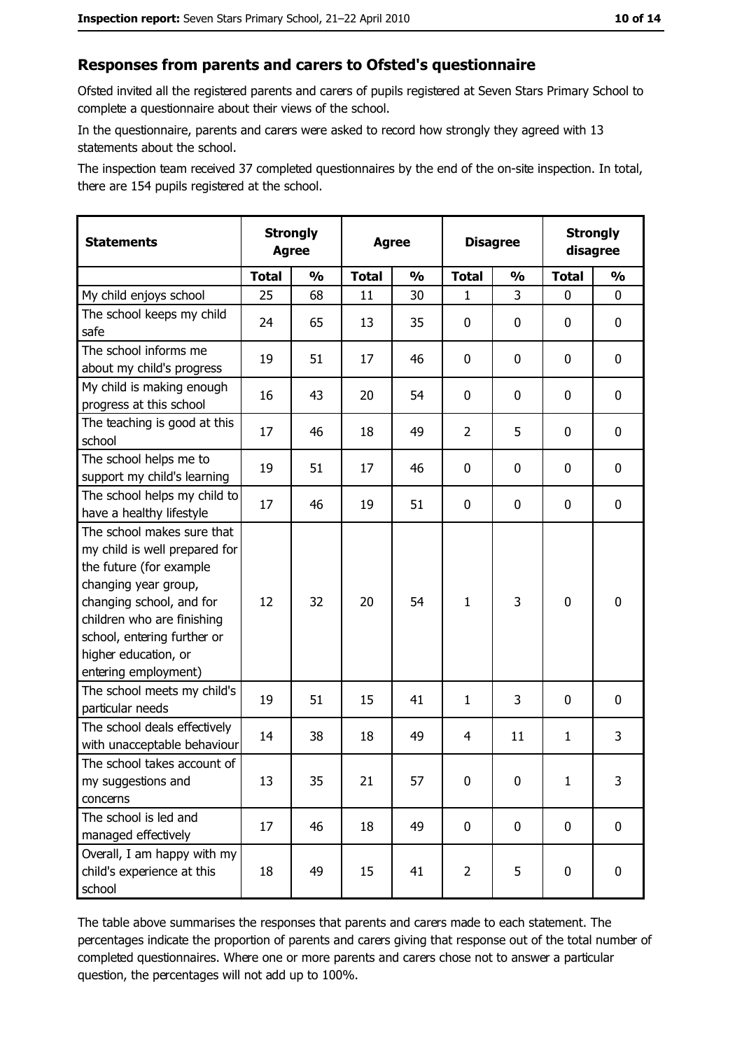## Responses from parents and carers to Ofsted's questionnaire

Ofsted invited all the registered parents and carers of pupils registered at Seven Stars Primary School to complete a questionnaire about their views of the school.

In the questionnaire, parents and carers were asked to record how strongly they agreed with 13 statements about the school.

The inspection team received 37 completed questionnaires by the end of the on-site inspection. In total, there are 154 pupils registered at the school.

| Statements | Strongly Agree | | Agree | | Disagree | | Strongly disagree | |
|---|---|---|---|---|---|---|---|---|
| | Total | % | Total | % | Total | % | Total | % |
| My child enjoys school | 25 | 68 | 11 | 30 | 1 | 3 | 0 | 0 |
| The school keeps my child safe | 24 | 65 | 13 | 35 | 0 | 0 | 0 | 0 |
| The school informs me about my child's progress | 19 | 51 | 17 | 46 | 0 | 0 | 0 | 0 |
| My child is making enough progress at this school | 16 | 43 | 20 | 54 | 0 | 0 | 0 | 0 |
| The teaching is good at this school | 17 | 46 | 18 | 49 | 2 | 5 | 0 | 0 |
| The school helps me to support my child's learning | 19 | 51 | 17 | 46 | 0 | 0 | 0 | 0 |
| The school helps my child to have a healthy lifestyle | 17 | 46 | 19 | 51 | 0 | 0 | 0 | 0 |
| The school makes sure that my child is well prepared for the future (for example changing year group, changing school, and for children who are finishing school, entering further or higher education, or entering employment) | 12 | 32 | 20 | 54 | 1 | 3 | 0 | 0 |
| The school meets my child's particular needs | 19 | 51 | 15 | 41 | 1 | 3 | 0 | 0 |
| The school deals effectively with unacceptable behaviour | 14 | 38 | 18 | 49 | 4 | 11 | 1 | 3 |
| The school takes account of my suggestions and concerns | 13 | 35 | 21 | 57 | 0 | 0 | 1 | 3 |
| The school is led and managed effectively | 17 | 46 | 18 | 49 | 0 | 0 | 0 | 0 |
| Overall, I am happy with my child's experience at this school | 18 | 49 | 15 | 41 | 2 | 5 | 0 | 0 |

The table above summarises the responses that parents and carers made to each statement. The percentages indicate the proportion of parents and carers giving that response out of the total number of completed questionnaires. Where one or more parents and carers chose not to answer a particular question, the percentages will not add up to 100%.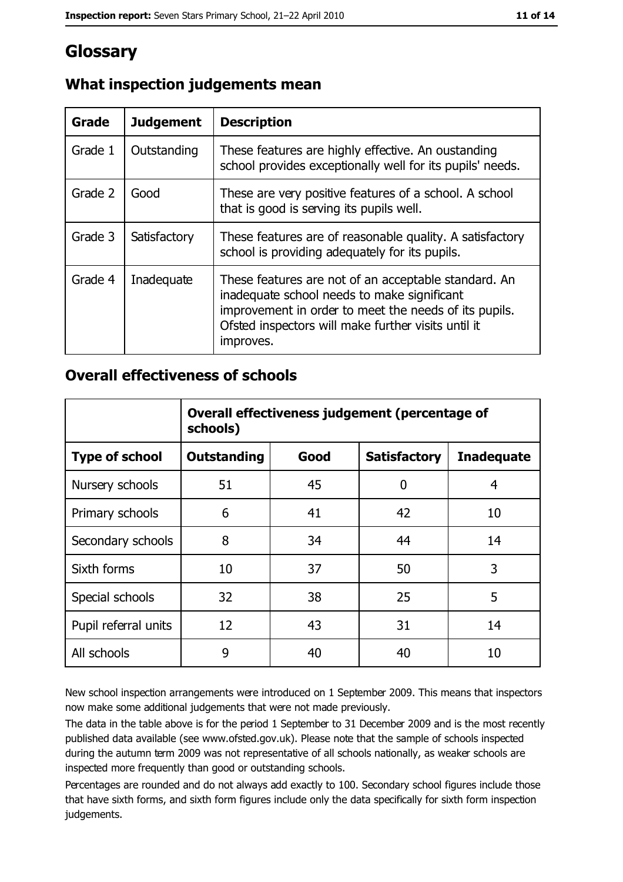# Glossary

## What inspection judgements mean

| Grade | Judgement | Description |
| --- | --- | --- |
| Grade 1 | Outstanding | These features are highly effective. An oustanding school provides exceptionally well for its pupils' needs. |
| Grade 2 | Good | These are very positive features of a school. A school that is good is serving its pupils well. |
| Grade 3 | Satisfactory | These features are of reasonable quality. A satisfactory school is providing adequately for its pupils. |
| Grade 4 | Inadequate | These features are not of an acceptable standard. An inadequate school needs to make significant improvement in order to meet the needs of its pupils. Ofsted inspectors will make further visits until it improves. |

## Overall effectiveness of schools

| | Overall effectiveness judgement (percentage of schools) | | | |
| --- | --- | --- | --- | --- |
| **Type of school** | **Outstanding** | **Good** | **Satisfactory** | **Inadequate** |
| Nursery schools | 51 | 45 | 0 | 4 |
| Primary schools | 6 | 41 | 42 | 10 |
| Secondary schools | 8 | 34 | 44 | 14 |
| Sixth forms | 10 | 37 | 50 | 3 |
| Special schools | 32 | 38 | 25 | 5 |
| Pupil referral units | 12 | 43 | 31 | 14 |
| All schools | 9 | 40 | 40 | 10 |

New school inspection arrangements were introduced on 1 September 2009. This means that inspectors now make some additional judgements that were not made previously.

The data in the table above is for the period 1 September to 31 December 2009 and is the most recently published data available (see www.ofsted.gov.uk). Please note that the sample of schools inspected during the autumn term 2009 was not representative of all schools nationally, as weaker schools are inspected more frequently than good or outstanding schools.

Percentages are rounded and do not always add exactly to 100. Secondary school figures include those that have sixth forms, and sixth form figures include only the data specifically for sixth form inspection judgements.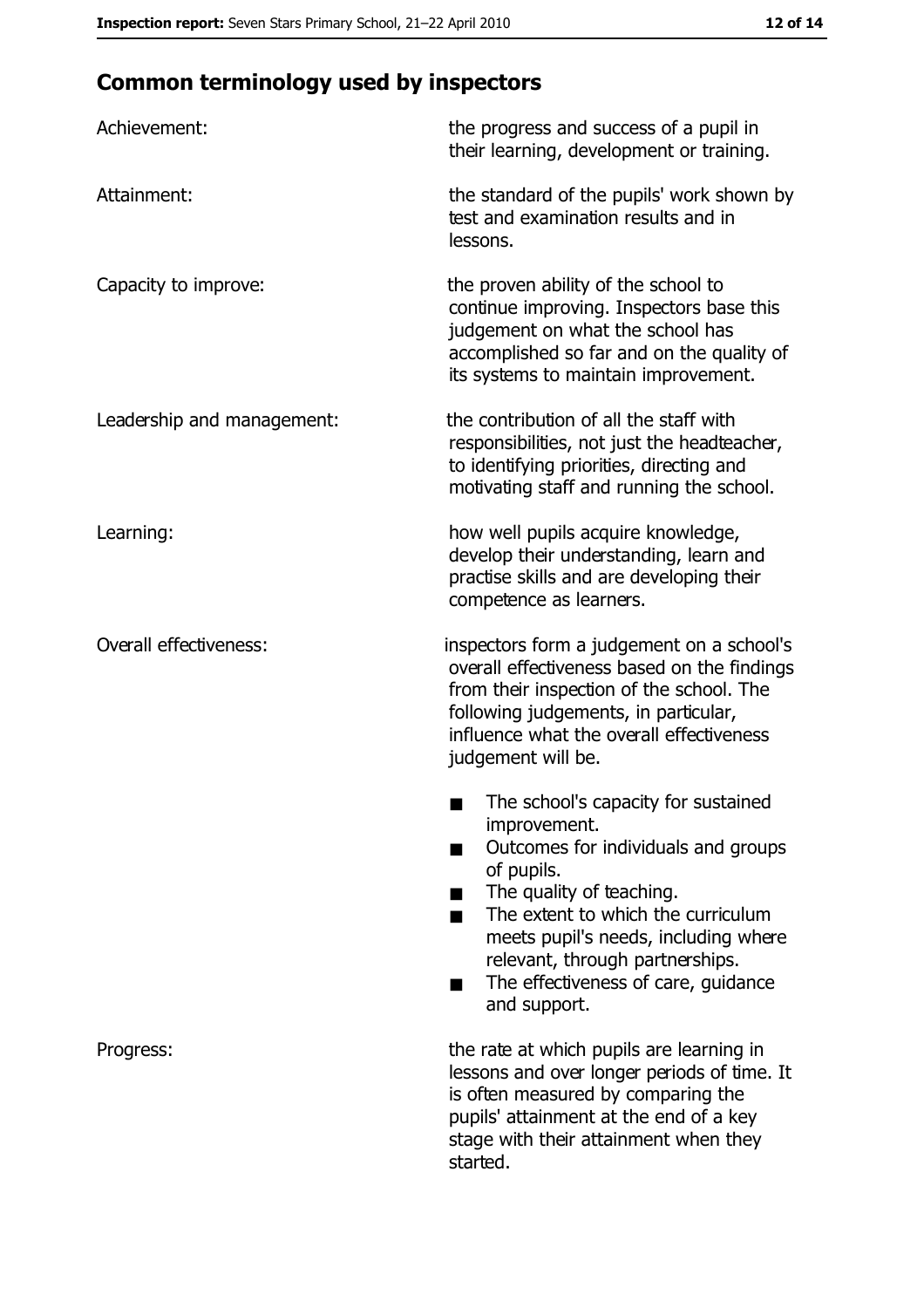## Common terminology used by inspectors

| | |
|---|---|
| Achievement: | the progress and success of a pupil in their learning, development or training. |
| Attainment: | the standard of the pupils' work shown by test and examination results and in lessons. |
| Capacity to improve: | the proven ability of the school to continue improving. Inspectors base this judgement on what the school has accomplished so far and on the quality of its systems to maintain improvement. |
| Leadership and management: | the contribution of all the staff with responsibilities, not just the headteacher, to identifying priorities, directing and motivating staff and running the school. |
| Learning: | how well pupils acquire knowledge, develop their understanding, learn and practise skills and are developing their competence as learners. |
| Overall effectiveness: | inspectors form a judgement on a school's overall effectiveness based on the findings from their inspection of the school. The following judgements, in particular, influence what the overall effectiveness judgement will be.<br>■ The school's capacity for sustained improvement.<br>■ Outcomes for individuals and groups of pupils.<br>■ The quality of teaching.<br>■ The extent to which the curriculum meets pupil's needs, including where relevant, through partnerships.<br>■ The effectiveness of care, guidance and support. |
| Progress: | the rate at which pupils are learning in lessons and over longer periods of time. It is often measured by comparing the pupils' attainment at the end of a key stage with their attainment when they started. |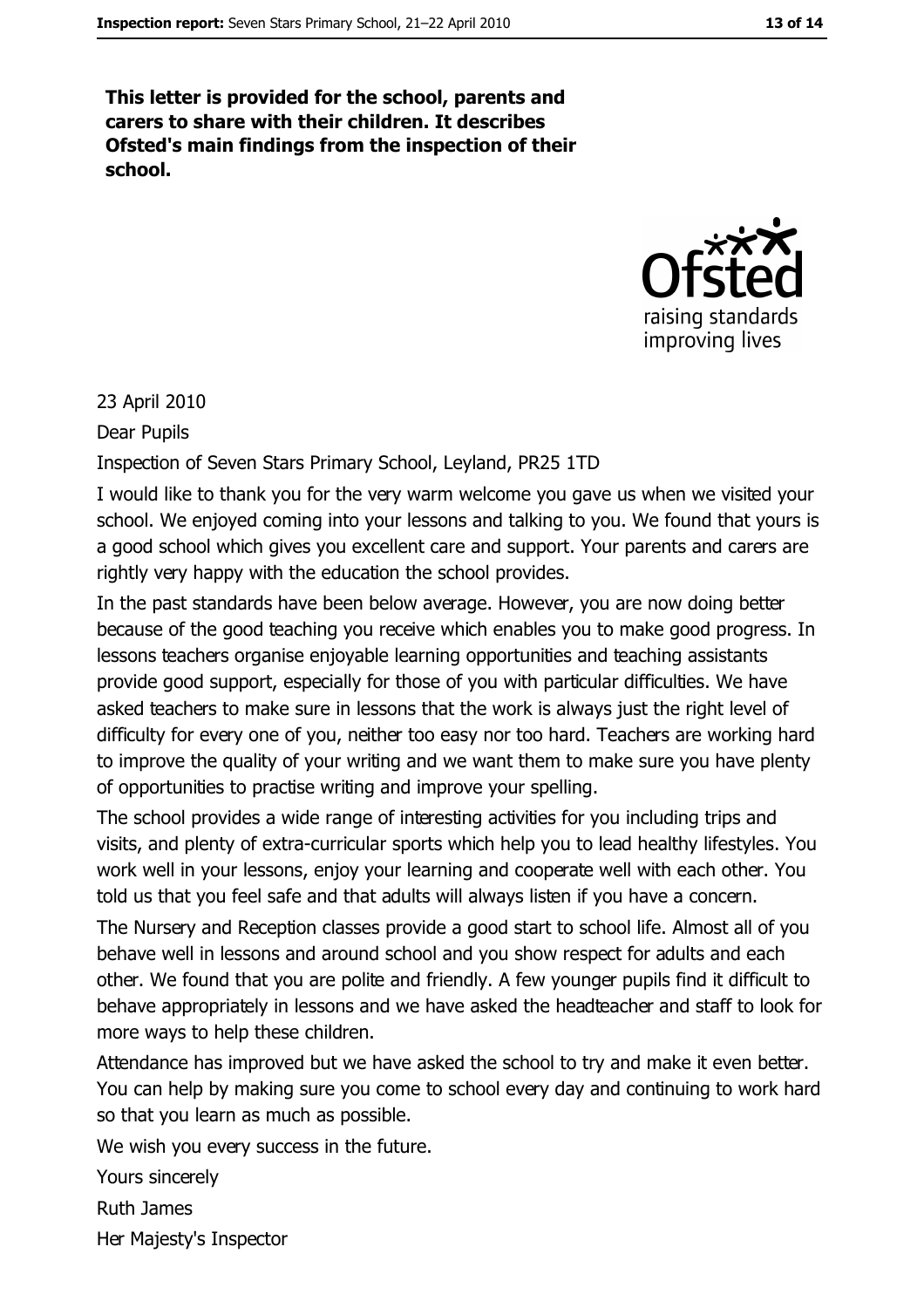**This letter is provided for the school, parents and carers to share with their children. It describes Ofsted's main findings from the inspection of their school.**

23 April 2010

Dear Pupils

Inspection of Seven Stars Primary School, Leyland, PR25 1TD

I would like to thank you for the very warm welcome you gave us when we visited your school. We enjoyed coming into your lessons and talking to you. We found that yours is a good school which gives you excellent care and support. Your parents and carers are rightly very happy with the education the school provides.

In the past standards have been below average. However, you are now doing better because of the good teaching you receive which enables you to make good progress. In lessons teachers organise enjoyable learning opportunities and teaching assistants provide good support, especially for those of you with particular difficulties. We have asked teachers to make sure in lessons that the work is always just the right level of difficulty for every one of you, neither too easy nor too hard. Teachers are working hard to improve the quality of your writing and we want them to make sure you have plenty of opportunities to practise writing and improve your spelling.

The school provides a wide range of interesting activities for you including trips and visits, and plenty of extra-curricular sports which help you to lead healthy lifestyles. You work well in your lessons, enjoy your learning and cooperate well with each other. You told us that you feel safe and that adults will always listen if you have a concern.

The Nursery and Reception classes provide a good start to school life. Almost all of you behave well in lessons and around school and you show respect for adults and each other. We found that you are polite and friendly. A few younger pupils find it difficult to behave appropriately in lessons and we have asked the headteacher and staff to look for more ways to help these children.

Attendance has improved but we have asked the school to try and make it even better. You can help by making sure you come to school every day and continuing to work hard so that you learn as much as possible.

We wish you every success in the future.

Yours sincerely

Ruth James

Her Majesty's Inspector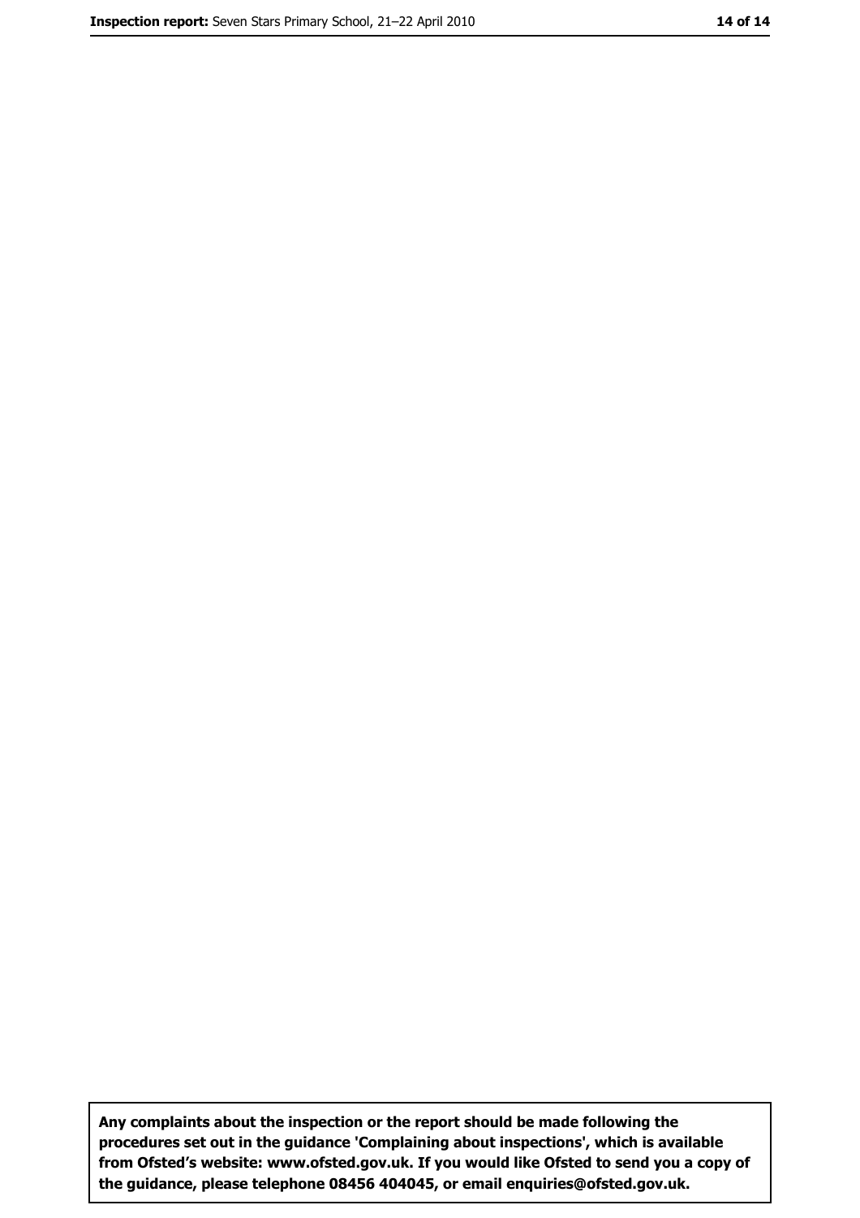**Any complaints about the inspection or the report should be made following the procedures set out in the guidance 'Complaining about inspections', which is available from Ofsted's website: www.ofsted.gov.uk. If you would like Ofsted to send you a copy of the guidance, please telephone 08456 404045, or email enquiries@ofsted.gov.uk.**